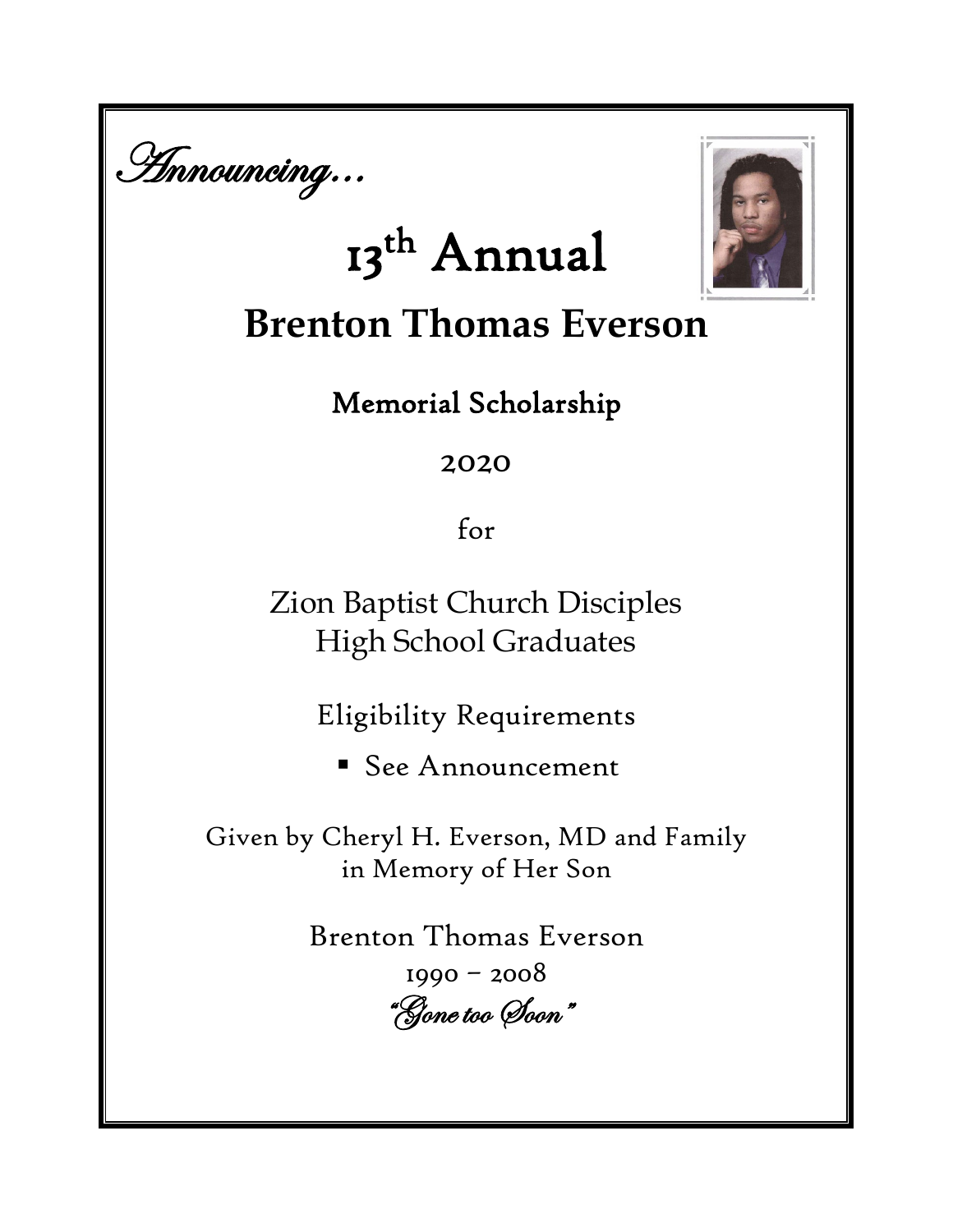*Announcing…*

# 13th Annual

## Brenton Thomas Everson

### Memorial Scholarship

2020

for

Zion Baptist Church Disciples
High School Graduates

Eligibility Requirements

- See Announcement

Given by Cheryl H. Everson, MD and Family
in Memory of Her Son

Brenton Thomas Everson
1990 – 2008
*"Gone too Soon"*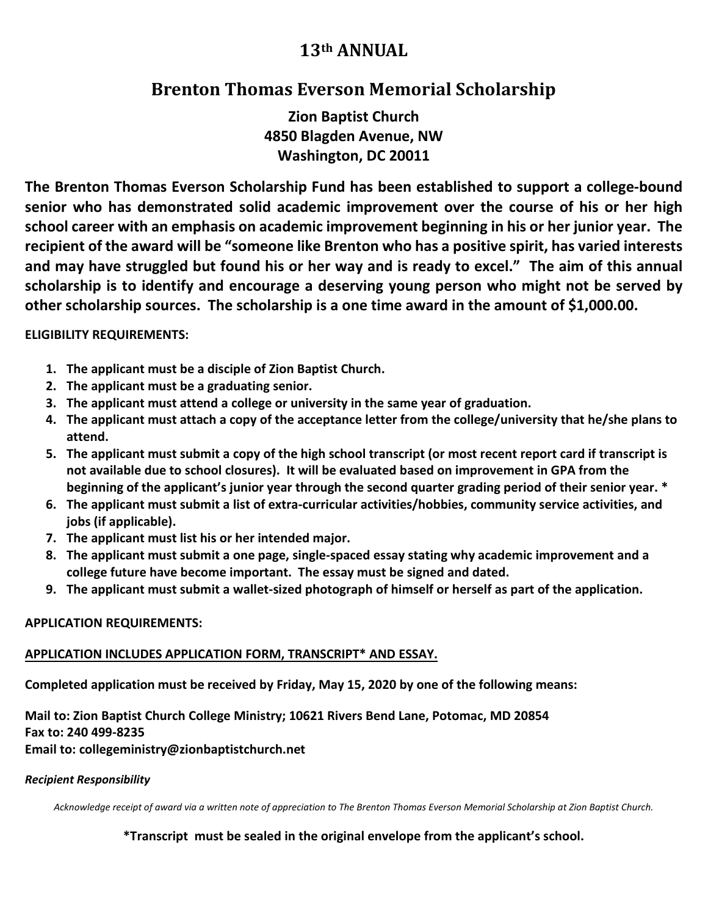# 13th ANNUAL

## Brenton Thomas Everson Memorial Scholarship

**Zion Baptist Church**
**4850 Blagden Avenue, NW**
**Washington, DC 20011**

**The Brenton Thomas Everson Scholarship Fund has been established to support a college-bound senior who has demonstrated solid academic improvement over the course of his or her high school career with an emphasis on academic improvement beginning in his or her junior year. The recipient of the award will be "someone like Brenton who has a positive spirit, has varied interests and may have struggled but found his or her way and is ready to excel." The aim of this annual scholarship is to identify and encourage a deserving young person who might not be served by other scholarship sources. The scholarship is a one time award in the amount of $1,000.00.**

**ELIGIBILITY REQUIREMENTS:**

1. **The applicant must be a disciple of Zion Baptist Church.**
2. **The applicant must be a graduating senior.**
3. **The applicant must attend a college or university in the same year of graduation.**
4. **The applicant must attach a copy of the acceptance letter from the college/university that he/she plans to attend.**
5. **The applicant must submit a copy of the high school transcript (or most recent report card if transcript is not available due to school closures). It will be evaluated based on improvement in GPA from the beginning of the applicant's junior year through the second quarter grading period of their senior year. ***
6. **The applicant must submit a list of extra-curricular activities/hobbies, community service activities, and jobs (if applicable).**
7. **The applicant must list his or her intended major.**
8. **The applicant must submit a one page, single-spaced essay stating why academic improvement and a college future have become important. The essay must be signed and dated.**
9. **The applicant must submit a wallet-sized photograph of himself or herself as part of the application.**

**APPLICATION REQUIREMENTS:**

**<u>APPLICATION INCLUDES APPLICATION FORM, TRANSCRIPT* AND ESSAY.</u>**

**Completed application must be received by Friday, May 15, 2020 by one of the following means:**

**Mail to: Zion Baptist Church College Ministry; 10621 Rivers Bend Lane, Potomac, MD 20854**
**Fax to: 240 499-8235**
**Email to: collegeministry@zionbaptistchurch.net**

***Recipient Responsibility***

*Acknowledge receipt of award via a written note of appreciation to The Brenton Thomas Everson Memorial Scholarship at Zion Baptist Church.*

**\*Transcript must be sealed in the original envelope from the applicant's school.**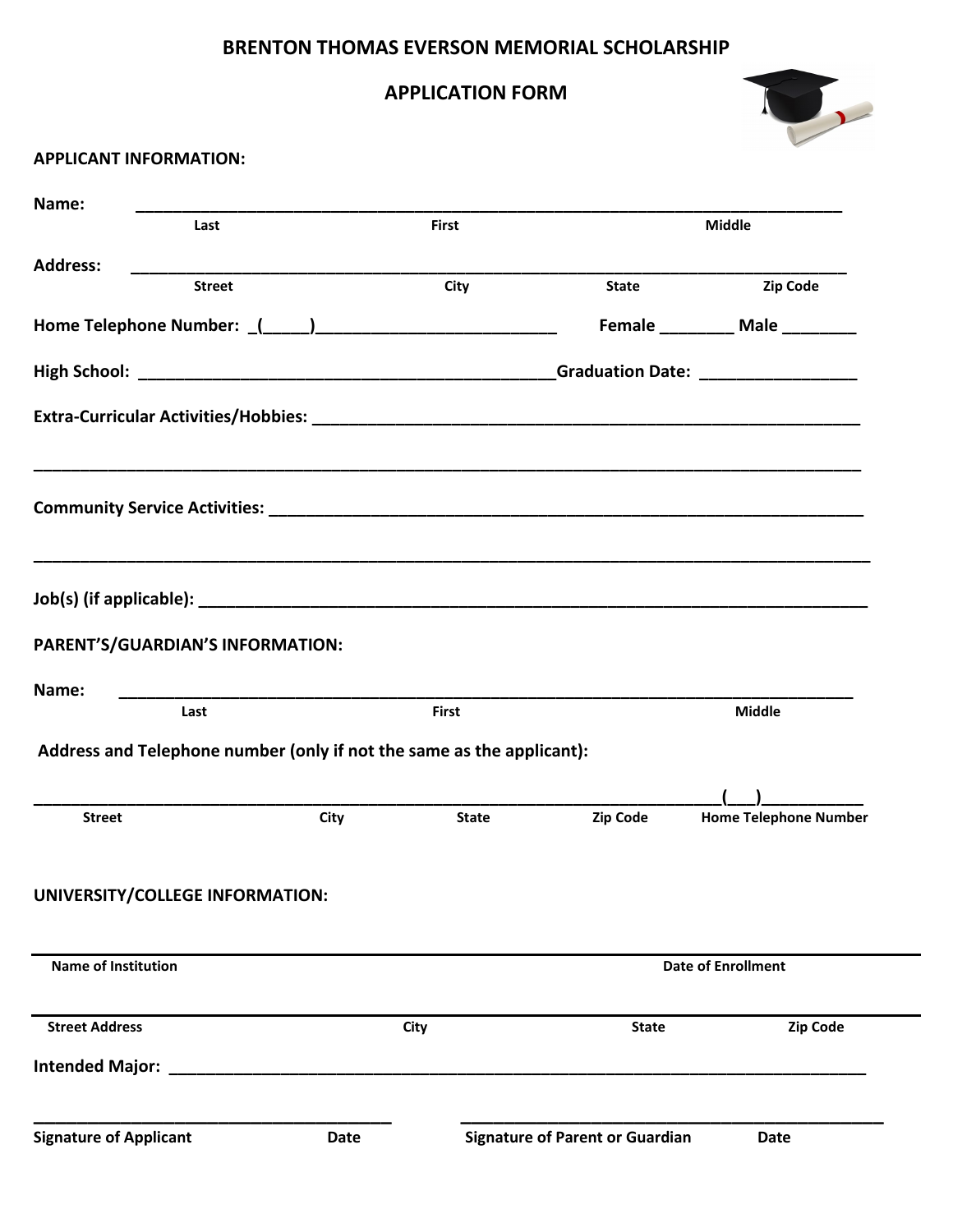# BRENTON THOMAS EVERSON MEMORIAL SCHOLARSHIP

## APPLICATION FORM

**APPLICANT INFORMATION:**

**Name:** ____________________________________________________________________________

Last | First | Middle

**Address:** ____________________________________________________________________________

Street | City | State | Zip Code

**Home Telephone Number:** _(_____)__________________________ **Female** ________ **Male** ________

**High School:** _____________________________________________**Graduation Date:** ________________

**Extra-Curricular Activities/Hobbies:** _______________________________________________________________

_____________________________________________________________________________________________

**Community Service Activities:** _____________________________________________________________________

_____________________________________________________________________________________________

**Job(s) (if applicable):** ____________________________________________________________________________

**PARENT'S/GUARDIAN'S INFORMATION:**

**Name:** ____________________________________________________________________________

Last | First | Middle

**Address and Telephone number (only if not the same as the applicant):**

_____________________________________________________________________________(___)___________

Street | City | State | Zip Code | Home Telephone Number

**UNIVERSITY/COLLEGE INFORMATION:**

_____________________________________________________________________________________________

Name of Institution | Date of Enrollment

_____________________________________________________________________________________________

Street Address | City | State | Zip Code

**Intended Major:** ____________________________________________________________________________

________________________________________ ________________________________________________

**Signature of Applicant** **Date** **Signature of Parent or Guardian** **Date**